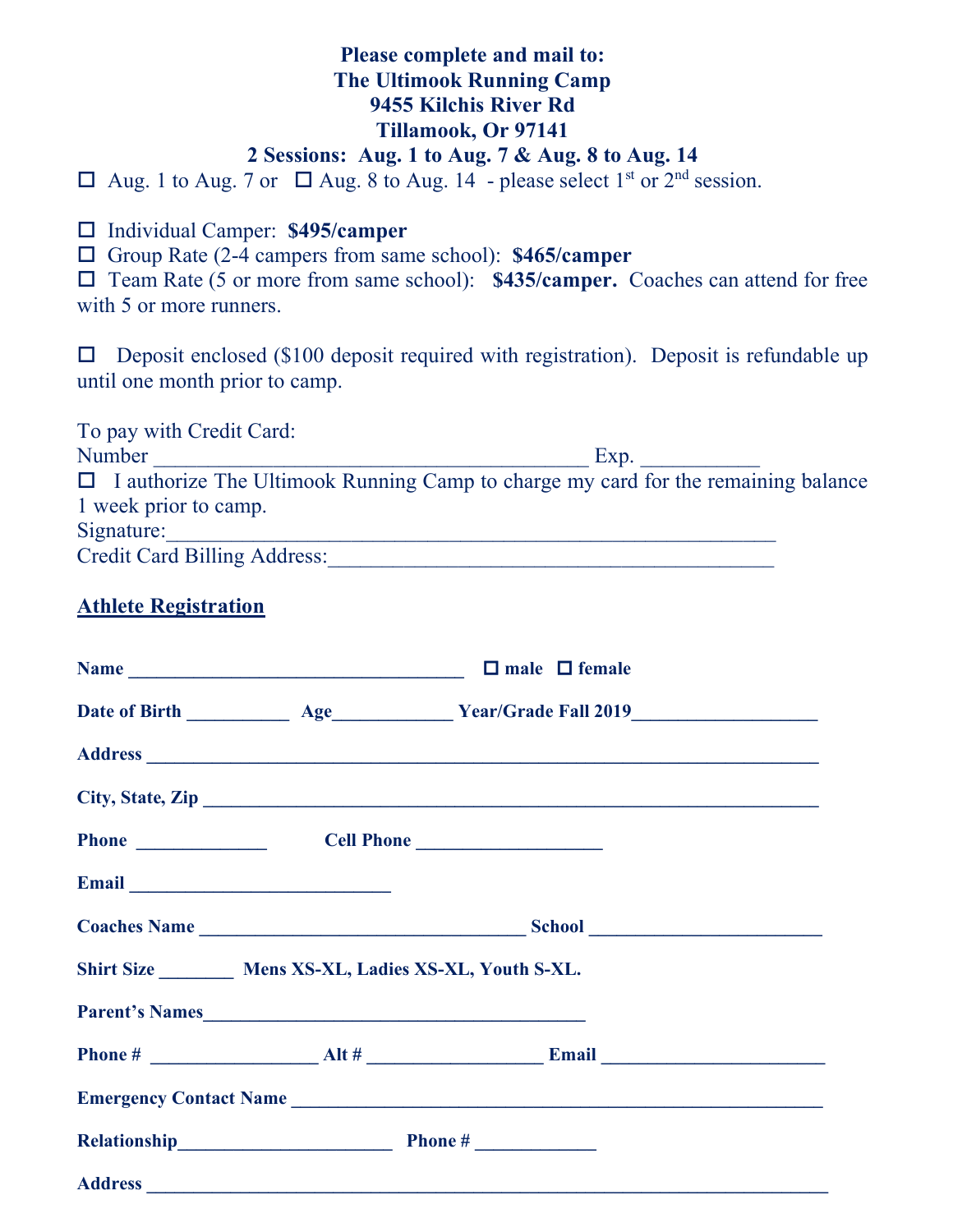**Please complete and mail to:**
**The Ultimook Running Camp**
**9455 Kilchis River Rd**
**Tillamook, Or 97141**
**2 Sessions: Aug. 1 to Aug. 7 & Aug. 8 to Aug. 14**

☐ Aug. 1 to Aug. 7 or ☐ Aug. 8 to Aug. 14 - please select 1st or 2nd session.

☐ Individual Camper: **$495/camper**
☐ Group Rate (2-4 campers from same school): **$465/camper**
☐ Team Rate (5 or more from same school): **$435/camper.** Coaches can attend for free with 5 or more runners.

☐ Deposit enclosed ($100 deposit required with registration). Deposit is refundable up until one month prior to camp.

To pay with Credit Card:
Number ________________________________________ Exp. ___________
☐ I authorize The Ultimook Running Camp to charge my card for the remaining balance 1 week prior to camp.
Signature:___________________________________________________________
Credit Card Billing Address:_________________________________________

## Athlete Registration

**Name** ___________________________________ ☐ **male** ☐ **female**

**Date of Birth** ___________ **Age**_____________ **Year/Grade Fall 2019**___________________

**Address** _______________________________________________________________________

**City, State, Zip** _________________________________________________________________

**Phone** ______________ **Cell Phone** ____________________

**Email** ___________________________

**Coaches Name** __________________________________ **School** ________________________

**Shirt Size** ________ **Mens XS-XL, Ladies XS-XL, Youth S-XL.**

**Parent's Names**________________________________________

**Phone #** __________________ **Alt #** __________________ **Email** _______________________

**Emergency Contact Name** _______________________________________________________

**Relationship**______________________ **Phone #** _____________

**Address** _______________________________________________________________________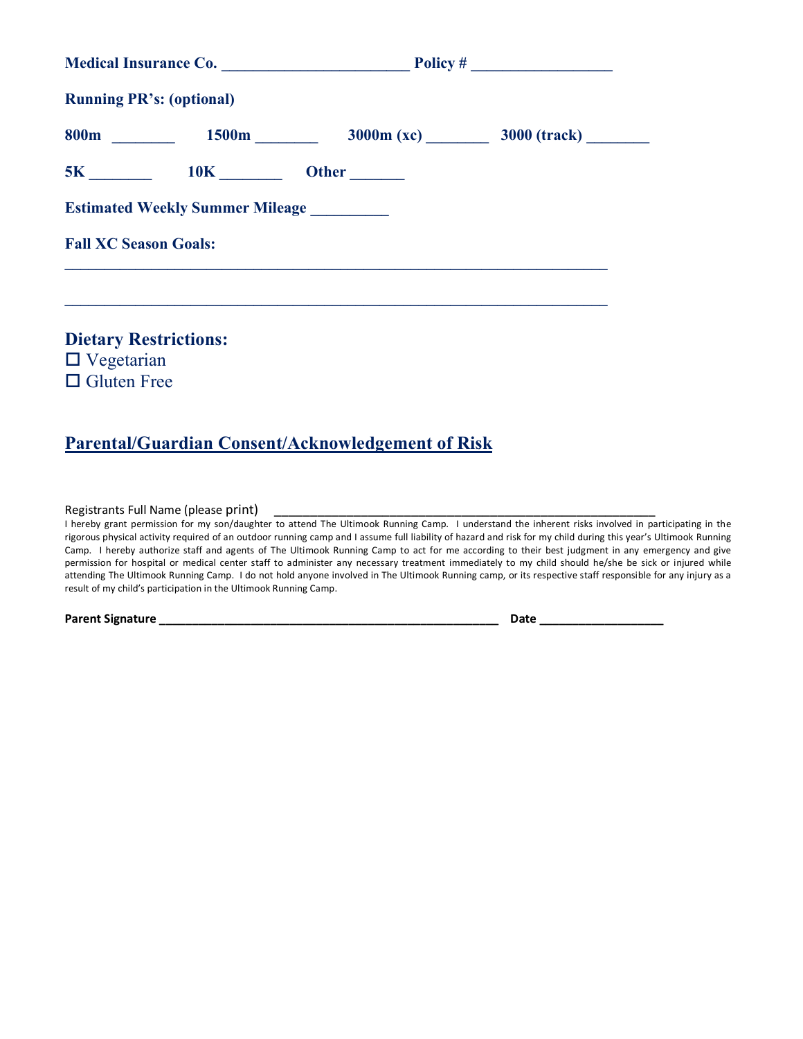**Medical Insurance Co. ________________________ Policy # __________________**

**Running PR's: (optional)**

**800m ________ 1500m ________ 3000m (xc) ________ 3000 (track) ________**

**5K ________ 10K ________ Other _______**

**Estimated Weekly Summer Mileage __________**

**Fall XC Season Goals:**

______________________________________________________________________

______________________________________________________________________

## Dietary Restrictions:

☐ Vegetarian

☐ Gluten Free

## <u>Parental/Guardian Consent/Acknowledgement of Risk</u>

Registrants Full Name (please print) ___________________________________________________

I hereby grant permission for my son/daughter to attend The Ultimook Running Camp. I understand the inherent risks involved in participating in the rigorous physical activity required of an outdoor running camp and I assume full liability of hazard and risk for my child during this year's Ultimook Running Camp. I hereby authorize staff and agents of The Ultimook Running Camp to act for me according to their best judgment in any emergency and give permission for hospital or medical center staff to administer any necessary treatment immediately to my child should he/she be sick or injured while attending The Ultimook Running Camp. I do not hold anyone involved in The Ultimook Running camp, or its respective staff responsible for any injury as a result of my child's participation in the Ultimook Running Camp.

**Parent Signature _____________________________________________________ Date ___________________**